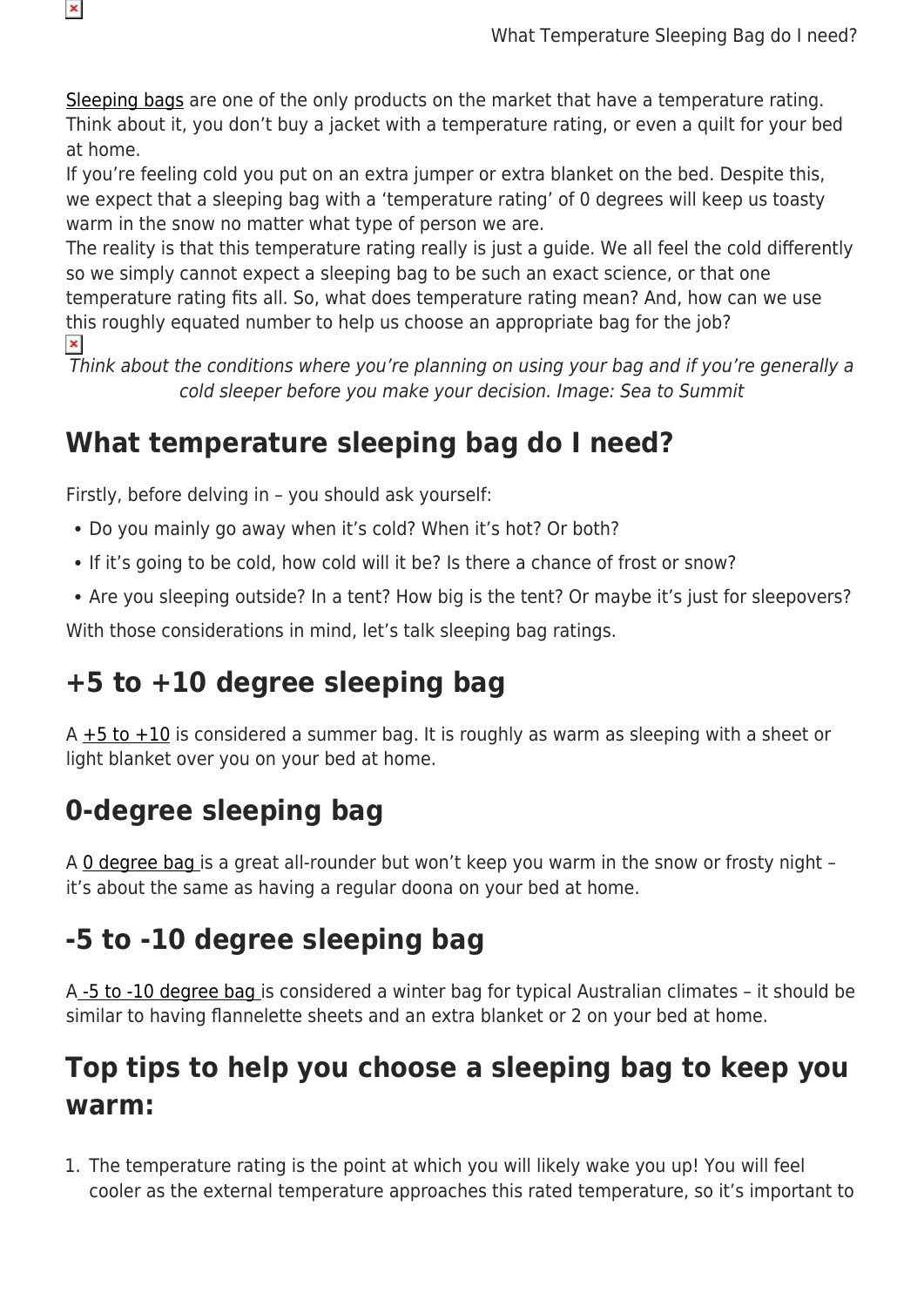Sleeping bags are one of the only products on the market that have a temperature rating. Think about it, you don't buy a jacket with a temperature rating, or even a quilt for your bed at home.

If you're feeling cold you put on an extra jumper or extra blanket on the bed. Despite this, we expect that a sleeping bag with a 'temperature rating' of 0 degrees will keep us toasty warm in the snow no matter what type of person we are.

The reality is that this temperature rating really is just a guide. We all feel the cold differently so we simply cannot expect a sleeping bag to be such an exact science, or that one temperature rating fits all. So, what does temperature rating mean? And, how can we use this roughly equated number to help us choose an appropriate bag for the job?

*Think about the conditions where you're planning on using your bag and if you're generally a cold sleeper before you make your decision. Image: Sea to Summit*

## What temperature sleeping bag do I need?

Firstly, before delving in – you should ask yourself:

- Do you mainly go away when it's cold? When it's hot? Or both?
- If it's going to be cold, how cold will it be? Is there a chance of frost or snow?
- Are you sleeping outside? In a tent? How big is the tent? Or maybe it's just for sleepovers?

With those considerations in mind, let's talk sleeping bag ratings.

## +5 to +10 degree sleeping bag

A +5 to +10 is considered a summer bag. It is roughly as warm as sleeping with a sheet or light blanket over you on your bed at home.

## 0-degree sleeping bag

A 0 degree bag is a great all-rounder but won't keep you warm in the snow or frosty night – it's about the same as having a regular doona on your bed at home.

## -5 to -10 degree sleeping bag

A -5 to -10 degree bag is considered a winter bag for typical Australian climates – it should be similar to having flannelette sheets and an extra blanket or 2 on your bed at home.

## Top tips to help you choose a sleeping bag to keep you warm:

1. The temperature rating is the point at which you will likely wake you up! You will feel cooler as the external temperature approaches this rated temperature, so it's important to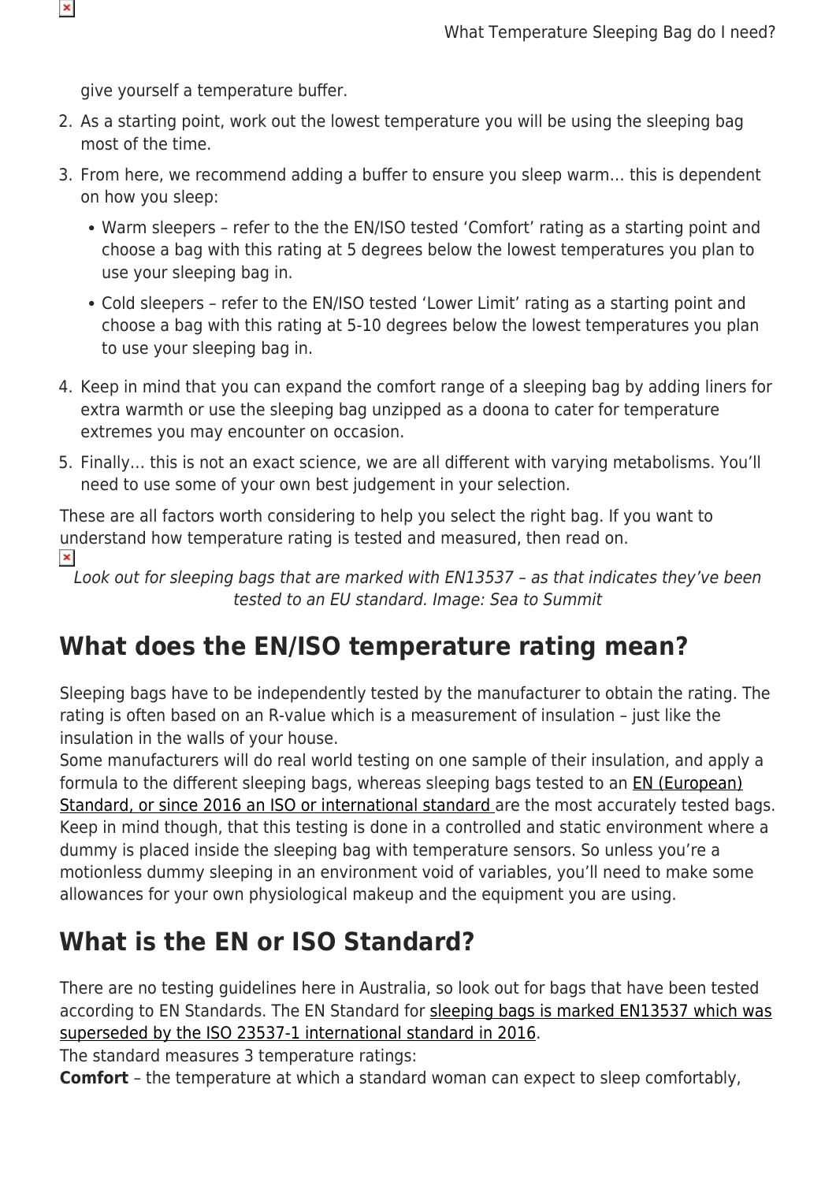give yourself a temperature buffer.

2. As a starting point, work out the lowest temperature you will be using the sleeping bag most of the time.
3. From here, we recommend adding a buffer to ensure you sleep warm… this is dependent on how you sleep:
   - Warm sleepers – refer to the the EN/ISO tested 'Comfort' rating as a starting point and choose a bag with this rating at 5 degrees below the lowest temperatures you plan to use your sleeping bag in.
   - Cold sleepers – refer to the EN/ISO tested 'Lower Limit' rating as a starting point and choose a bag with this rating at 5-10 degrees below the lowest temperatures you plan to use your sleeping bag in.
4. Keep in mind that you can expand the comfort range of a sleeping bag by adding liners for extra warmth or use the sleeping bag unzipped as a doona to cater for temperature extremes you may encounter on occasion.
5. Finally… this is not an exact science, we are all different with varying metabolisms. You'll need to use some of your own best judgement in your selection.

These are all factors worth considering to help you select the right bag. If you want to understand how temperature rating is tested and measured, then read on.

*Look out for sleeping bags that are marked with EN13537 – as that indicates they've been tested to an EU standard. Image: Sea to Summit*

## What does the EN/ISO temperature rating mean?

Sleeping bags have to be independently tested by the manufacturer to obtain the rating. The rating is often based on an R-value which is a measurement of insulation – just like the insulation in the walls of your house.

Some manufacturers will do real world testing on one sample of their insulation, and apply a formula to the different sleeping bags, whereas sleeping bags tested to an EN (European) Standard, or since 2016 an ISO or international standard are the most accurately tested bags. Keep in mind though, that this testing is done in a controlled and static environment where a dummy is placed inside the sleeping bag with temperature sensors. So unless you're a motionless dummy sleeping in an environment void of variables, you'll need to make some allowances for your own physiological makeup and the equipment you are using.

## What is the EN or ISO Standard?

There are no testing guidelines here in Australia, so look out for bags that have been tested according to EN Standards. The EN Standard for sleeping bags is marked EN13537 which was superseded by the ISO 23537-1 international standard in 2016.

The standard measures 3 temperature ratings:

**Comfort** – the temperature at which a standard woman can expect to sleep comfortably,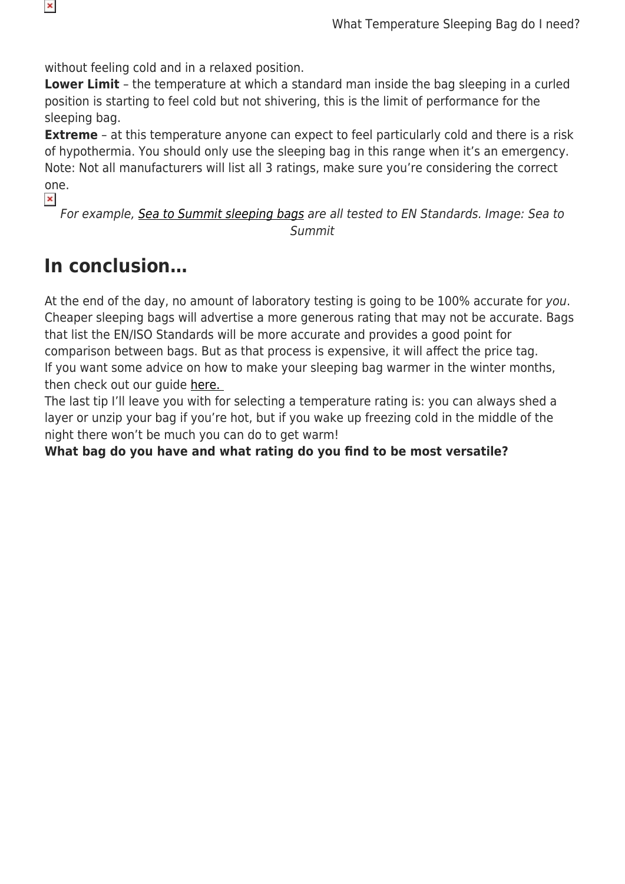without feeling cold and in a relaxed position.
**Lower Limit** – the temperature at which a standard man inside the bag sleeping in a curled position is starting to feel cold but not shivering, this is the limit of performance for the sleeping bag.
**Extreme** – at this temperature anyone can expect to feel particularly cold and there is a risk of hypothermia. You should only use the sleeping bag in this range when it's an emergency.
Note: Not all manufacturers will list all 3 ratings, make sure you're considering the correct one.

*For example, Sea to Summit sleeping bags are all tested to EN Standards. Image: Sea to Summit*

## In conclusion…

At the end of the day, no amount of laboratory testing is going to be 100% accurate for *you*. Cheaper sleeping bags will advertise a more generous rating that may not be accurate. Bags that list the EN/ISO Standards will be more accurate and provides a good point for comparison between bags. But as that process is expensive, it will affect the price tag.
If you want some advice on how to make your sleeping bag warmer in the winter months, then check out our guide here.
The last tip I'll leave you with for selecting a temperature rating is: you can always shed a layer or unzip your bag if you're hot, but if you wake up freezing cold in the middle of the night there won't be much you can do to get warm!
**What bag do you have and what rating do you find to be most versatile?**